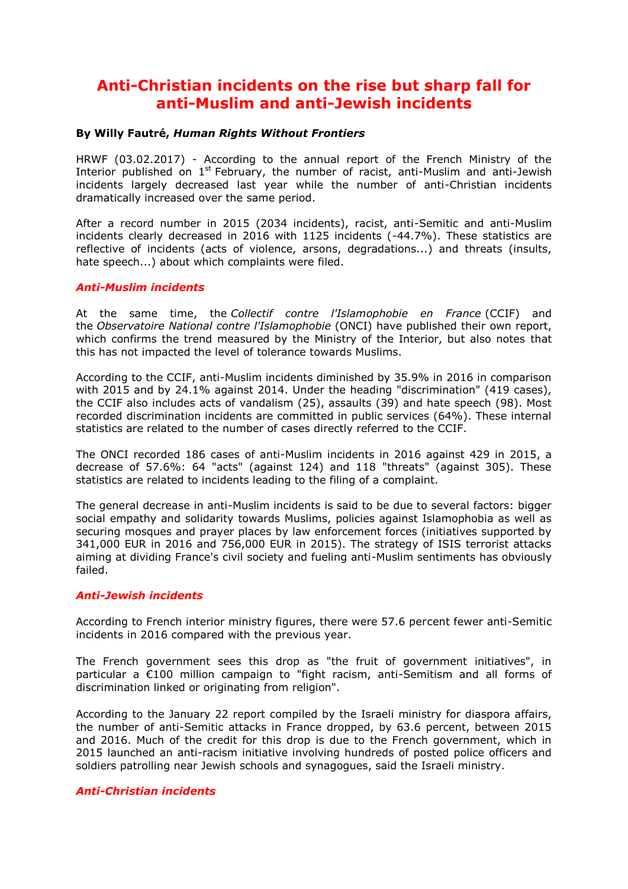# Anti-Christian incidents on the rise but sharp fall for anti-Muslim and anti-Jewish incidents

**By Willy Fautré, *Human Rights Without Frontiers***

HRWF (03.02.2017) - According to the annual report of the French Ministry of the Interior published on 1st February, the number of racist, anti-Muslim and anti-Jewish incidents largely decreased last year while the number of anti-Christian incidents dramatically increased over the same period.

After a record number in 2015 (2034 incidents), racist, anti-Semitic and anti-Muslim incidents clearly decreased in 2016 with 1125 incidents (-44.7%). These statistics are reflective of incidents (acts of violence, arsons, degradations...) and threats (insults, hate speech...) about which complaints were filed.

## *Anti-Muslim incidents*

At the same time, the *Collectif contre l'Islamophobie en France* (CCIF) and the *Observatoire National contre l'Islamophobie* (ONCI) have published their own report, which confirms the trend measured by the Ministry of the Interior, but also notes that this has not impacted the level of tolerance towards Muslims.

According to the CCIF, anti-Muslim incidents diminished by 35.9% in 2016 in comparison with 2015 and by 24.1% against 2014. Under the heading "discrimination" (419 cases), the CCIF also includes acts of vandalism (25), assaults (39) and hate speech (98). Most recorded discrimination incidents are committed in public services (64%). These internal statistics are related to the number of cases directly referred to the CCIF.

The ONCI recorded 186 cases of anti-Muslim incidents in 2016 against 429 in 2015, a decrease of 57.6%: 64 "acts" (against 124) and 118 "threats" (against 305). These statistics are related to incidents leading to the filing of a complaint.

The general decrease in anti-Muslim incidents is said to be due to several factors: bigger social empathy and solidarity towards Muslims, policies against Islamophobia as well as securing mosques and prayer places by law enforcement forces (initiatives supported by 341,000 EUR in 2016 and 756,000 EUR in 2015). The strategy of ISIS terrorist attacks aiming at dividing France's civil society and fueling anti-Muslim sentiments has obviously failed.

## *Anti-Jewish incidents*

According to French interior ministry figures, there were 57.6 percent fewer anti-Semitic incidents in 2016 compared with the previous year.

The French government sees this drop as "the fruit of government initiatives", in particular a €100 million campaign to "fight racism, anti-Semitism and all forms of discrimination linked or originating from religion".

According to the January 22 report compiled by the Israeli ministry for diaspora affairs, the number of anti-Semitic attacks in France dropped, by 63.6 percent, between 2015 and 2016. Much of the credit for this drop is due to the French government, which in 2015 launched an anti-racism initiative involving hundreds of posted police officers and soldiers patrolling near Jewish schools and synagogues, said the Israeli ministry.

## *Anti-Christian incidents*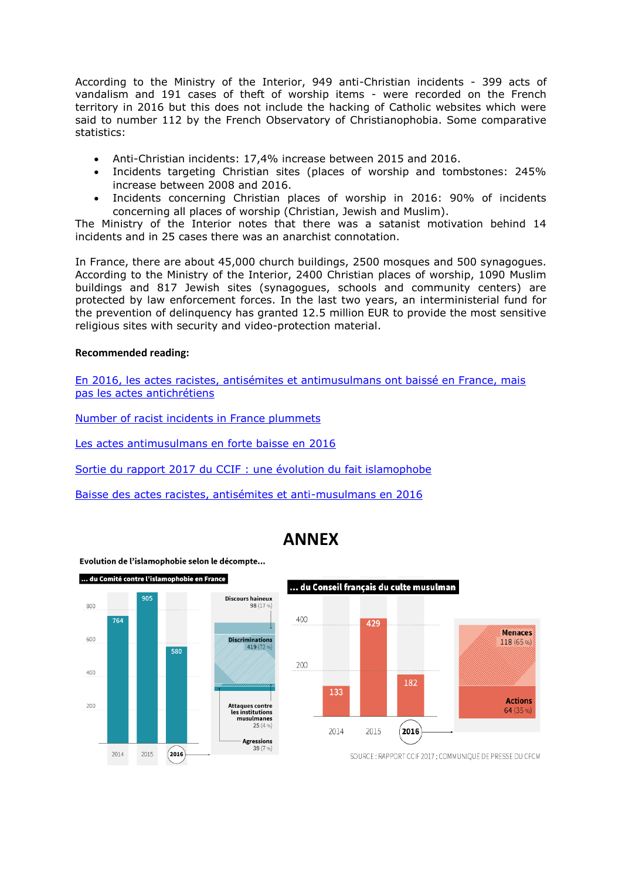According to the Ministry of the Interior, 949 anti-Christian incidents - 399 acts of vandalism and 191 cases of theft of worship items - were recorded on the French territory in 2016 but this does not include the hacking of Catholic websites which were said to number 112 by the French Observatory of Christianophobia. Some comparative statistics:

- Anti-Christian incidents: 17,4% increase between 2015 and 2016.
- Incidents targeting Christian sites (places of worship and tombstones: 245% increase between 2008 and 2016.
- Incidents concerning Christian places of worship in 2016: 90% of incidents concerning all places of worship (Christian, Jewish and Muslim).

The Ministry of the Interior notes that there was a satanist motivation behind 14 incidents and in 25 cases there was an anarchist connotation.

In France, there are about 45,000 church buildings, 2500 mosques and 500 synagogues. According to the Ministry of the Interior, 2400 Christian places of worship, 1090 Muslim buildings and 817 Jewish sites (synagogues, schools and community centers) are protected by law enforcement forces. In the last two years, an interministerial fund for the prevention of delinquency has granted 12.5 million EUR to provide the most sensitive religious sites with security and video-protection material.

**Recommended reading:**

[En 2016, les actes racistes, antisémites et antimusulmans ont baissé en France, mais pas les actes antichrétiens]()

[Number of racist incidents in France plummets]()

[Les actes antimusulmans en forte baisse en 2016]()

[Sortie du rapport 2017 du CCIF : une évolution du fait islamophobe]()

[Baisse des actes racistes, antisémites et anti-musulmans en 2016]()

# ANNEX

**Evolution de l'islamophobie selon le décompte...**

**... du Comité contre l'islamophobie en France**

800
600
400
200

764
905
580

2014
2015
2016

Discours haineux
98 (17 %)

Discriminations
419 (72 %)

Attaques contre les institutions musulmanes
25 (4 %)

Agressions
39 (7 %)

**... du Conseil français du culte musulman**

400
200

133
429
182

2014
2015
2016

Menaces
118 (65 %)

Actions
64 (35 %)

SOURCE : RAPPORT CCIF 2017 ; COMMUNIQUÉ DE PRESSE DU CFCM